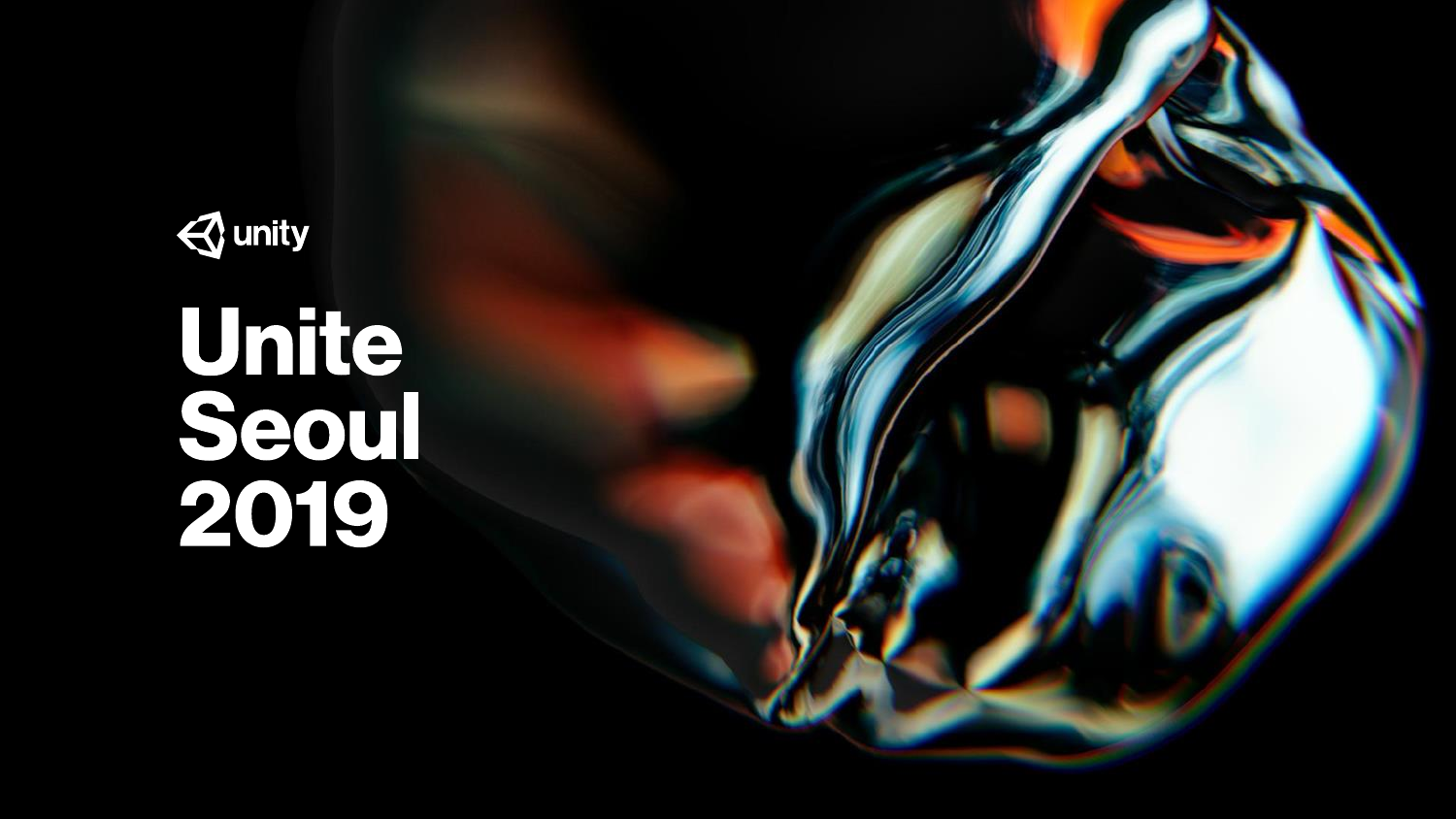unity

# Unite Seoul 2019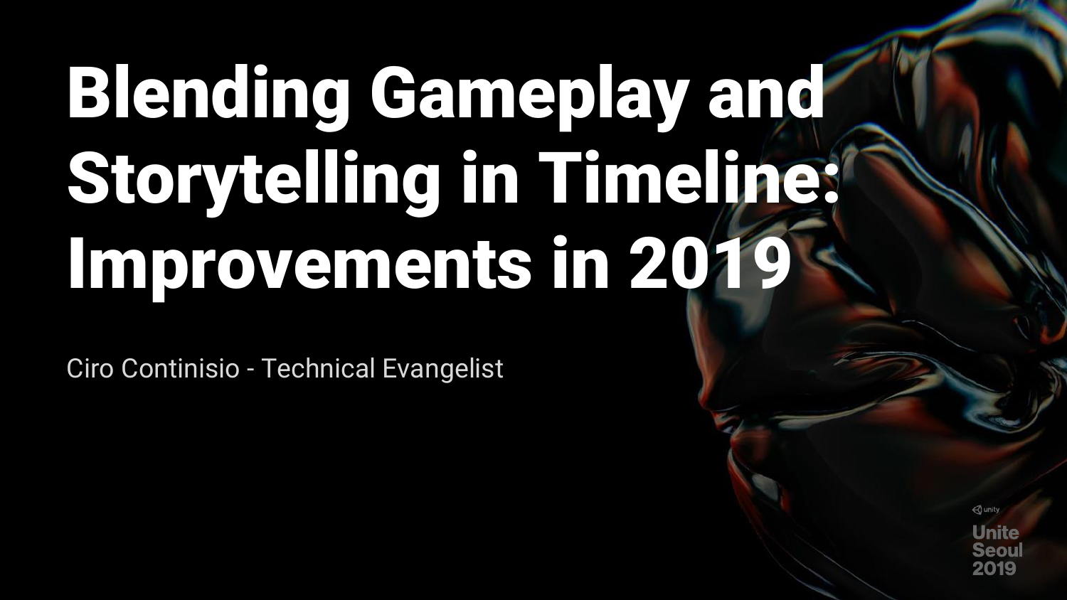# Blending Gameplay and Storytelling in Timeline: Improvements in 2019

Ciro Continisio - Technical Evangelist

Unite Seoul 2019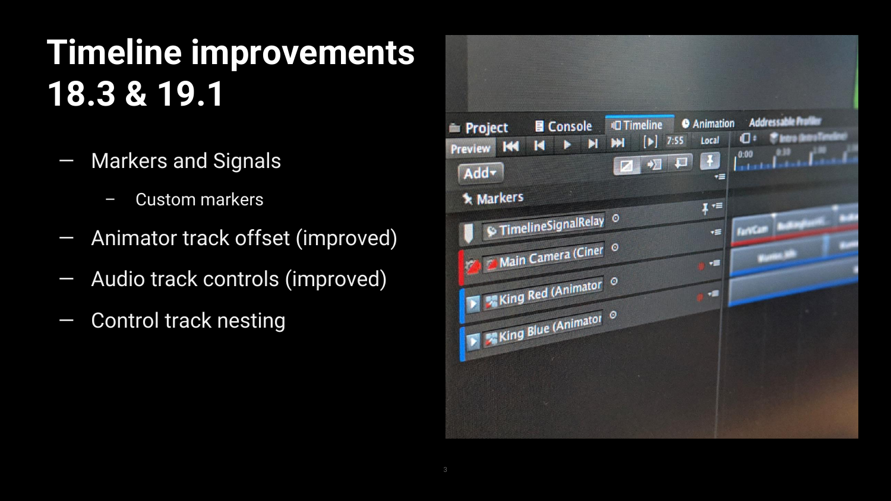# Timeline improvements 18.3 & 19.1

- Markers and Signals
  - Custom markers
- Animator track offset (improved)
- Audio track controls (improved)
- Control track nesting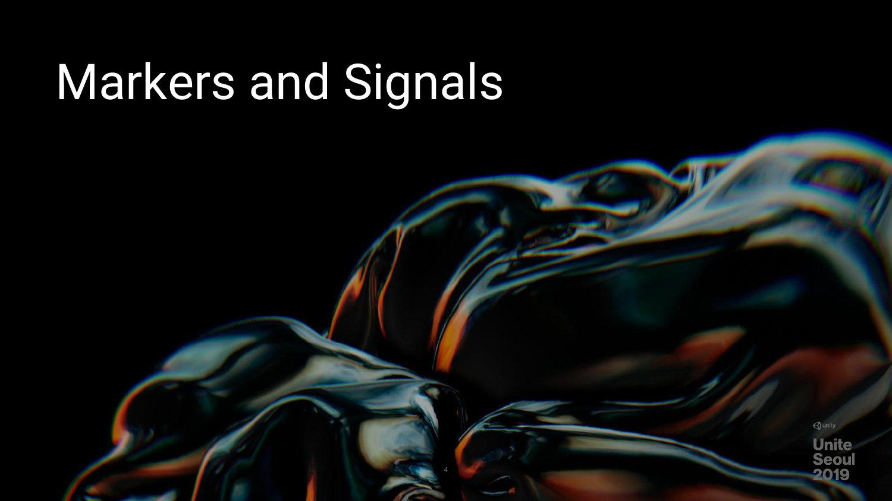# Markers and Signals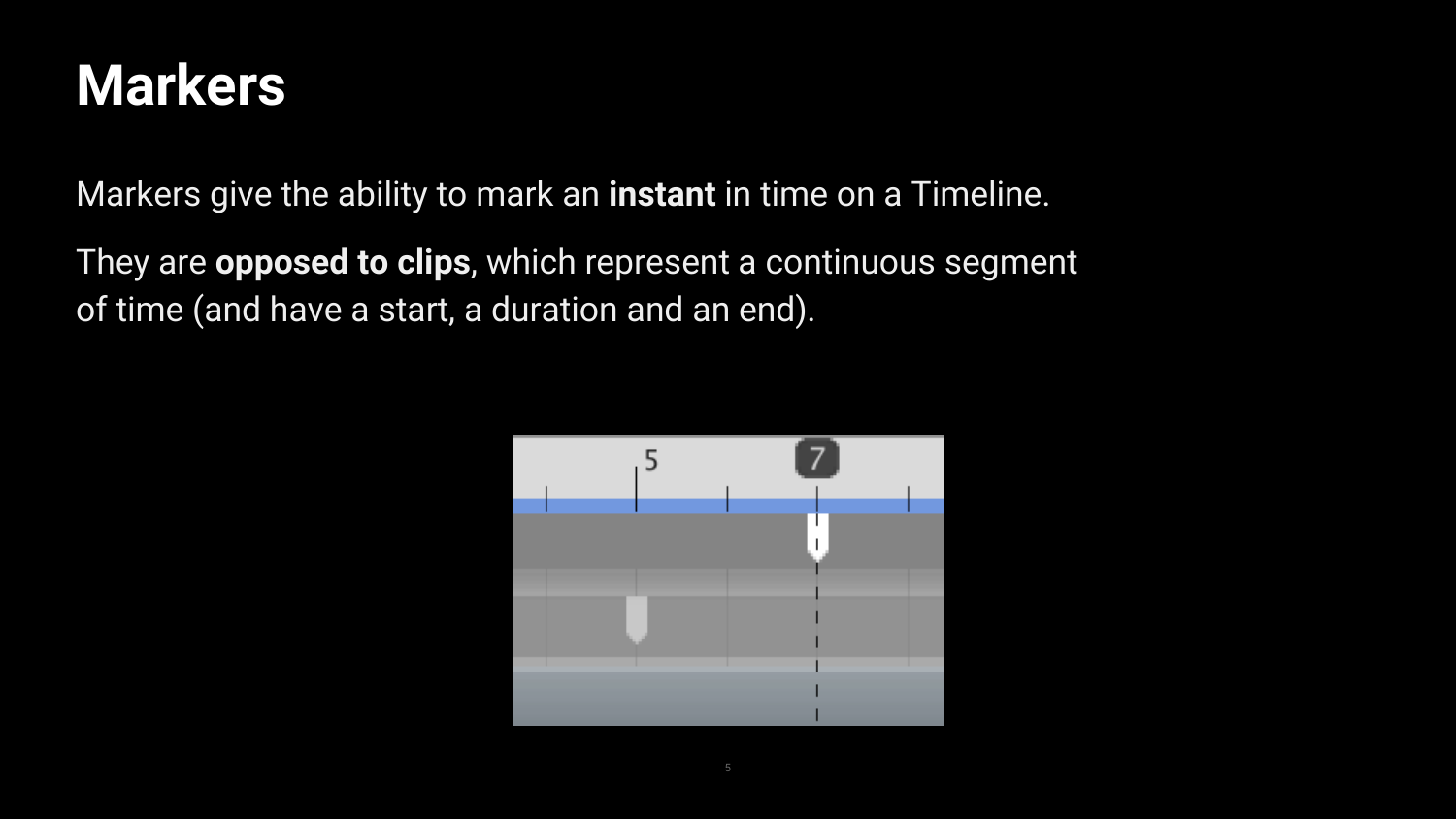# Markers

Markers give the ability to mark an **instant** in time on a Timeline.

They are **opposed to clips**, which represent a continuous segment of time (and have a start, a duration and an end).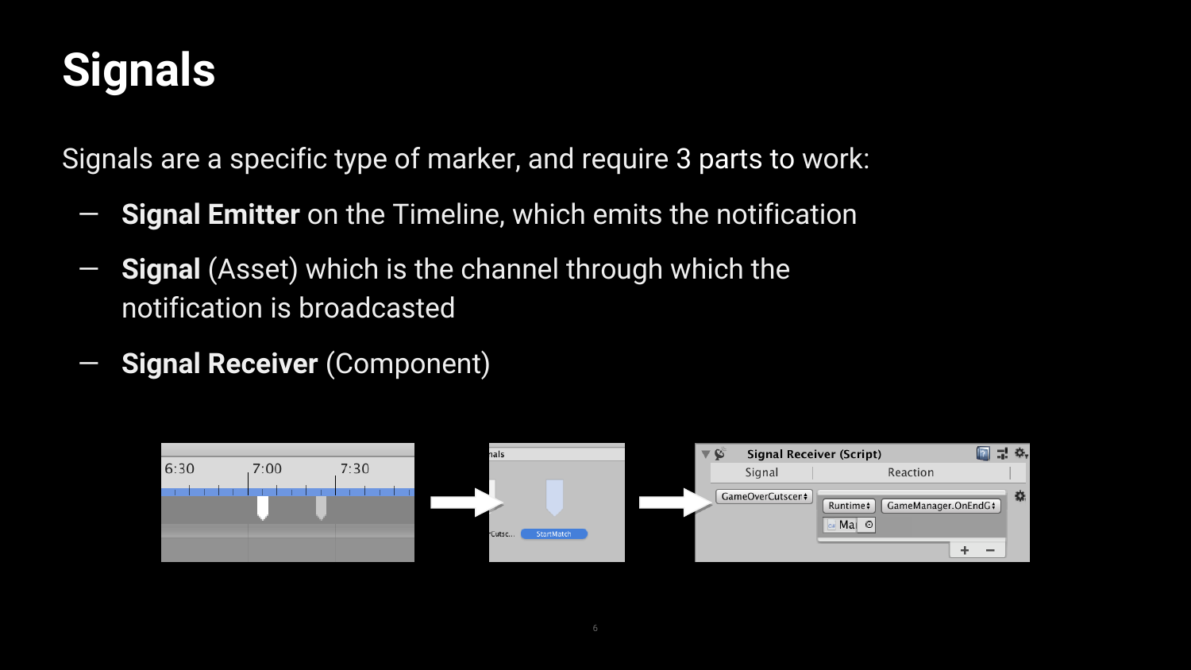# Signals

Signals are a specific type of marker, and require 3 parts to work:

- **Signal Emitter** on the Timeline, which emits the notification
- **Signal** (Asset) which is the channel through which the notification is broadcasted
- **Signal Receiver** (Component)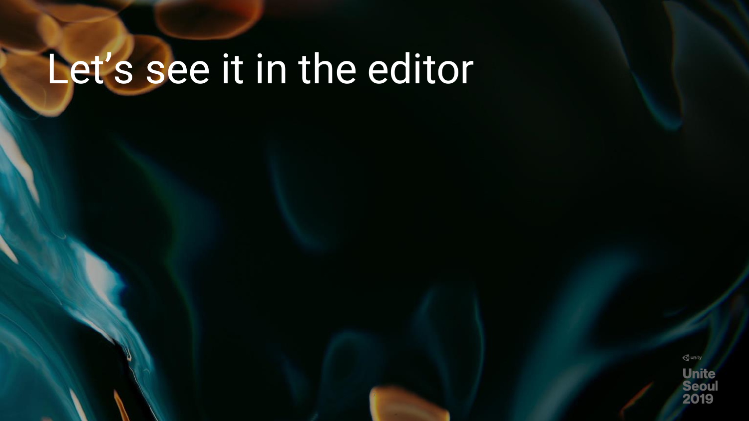# Let's see it in the editor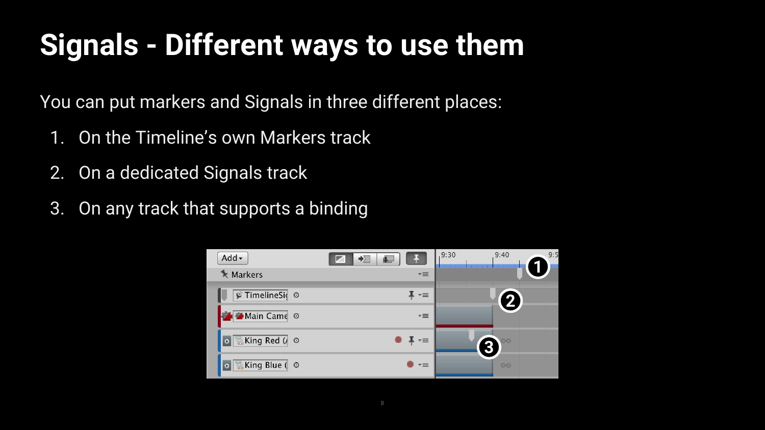# Signals - Different ways to use them

You can put markers and Signals in three different places:

1. On the Timeline's own Markers track
2. On a dedicated Signals track
3. On any track that supports a binding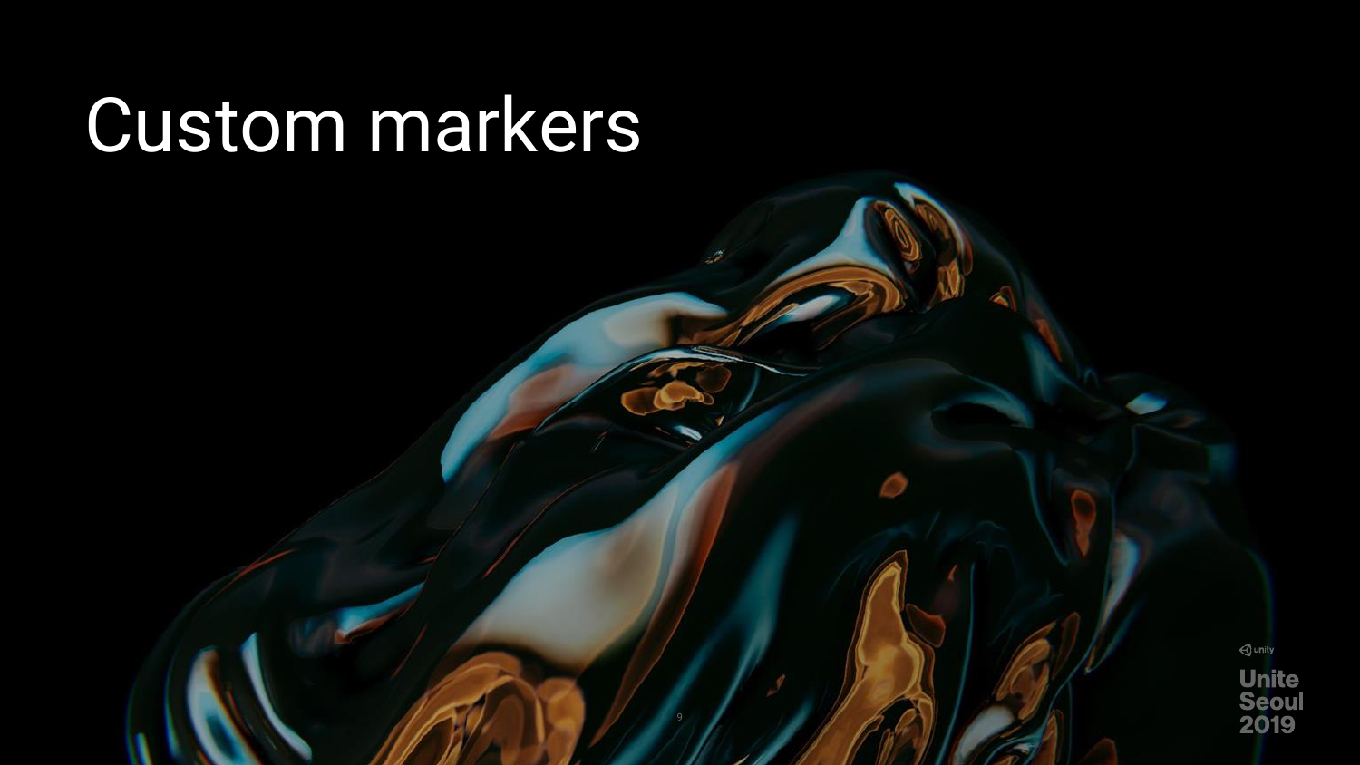# Custom markers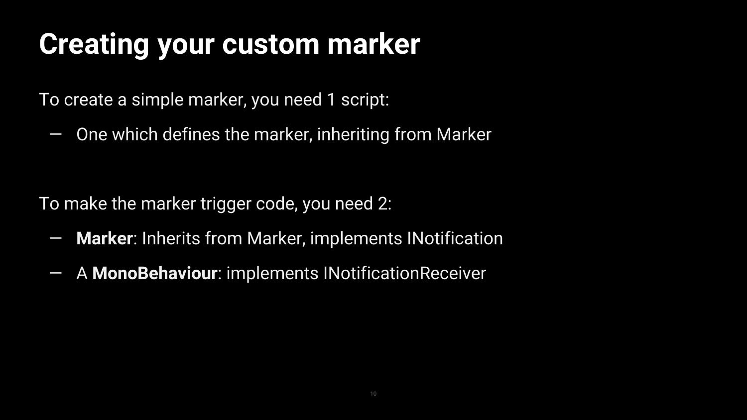# Creating your custom marker

To create a simple marker, you need 1 script:

- One which defines the marker, inheriting from Marker

To make the marker trigger code, you need 2:

- **Marker**: Inherits from Marker, implements INotification
- A **MonoBehaviour**: implements INotificationReceiver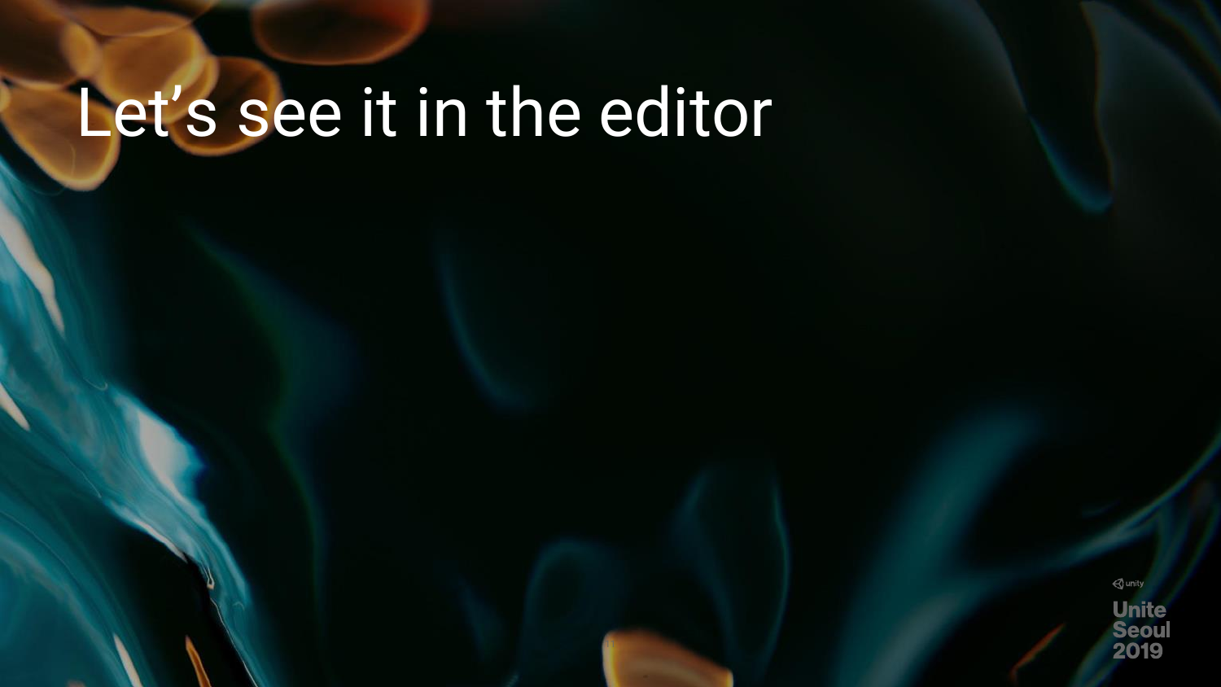# Let's see it in the editor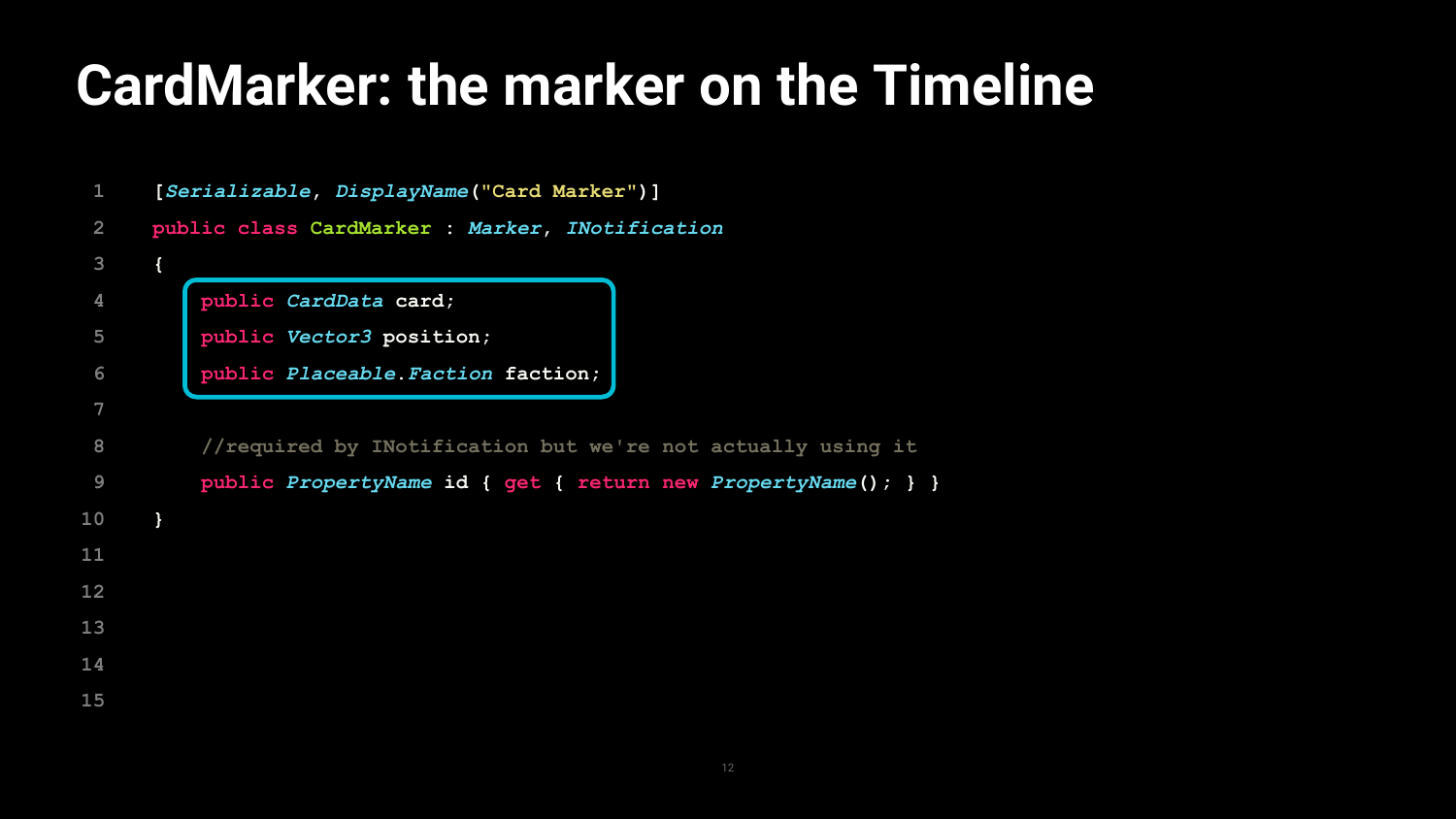# CardMarker: the marker on the Timeline

```
[Serializable, DisplayName("Card Marker")]
public class CardMarker : Marker, INotification
{
    public CardData card;
    public Vector3 position;
    public Placeable.Faction faction;

    //required by INotification but we're not actually using it
    public PropertyName id { get { return new PropertyName(); } }
}
```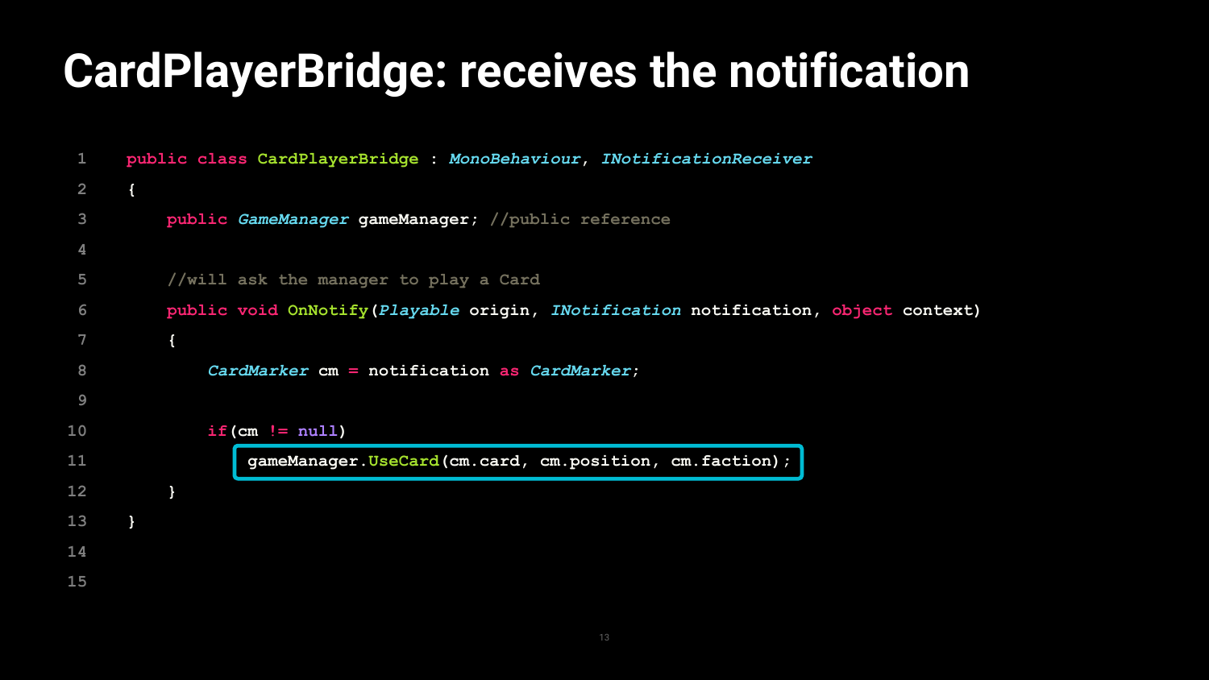# CardPlayerBridge: receives the notification

```csharp
public class CardPlayerBridge : MonoBehaviour, INotificationReceiver
{
    public GameManager gameManager; //public reference

    //will ask the manager to play a Card
    public void OnNotify(Playable origin, INotification notification, object context)
    {
        CardMarker cm = notification as CardMarker;

        if(cm != null)
            gameManager.UseCard(cm.card, cm.position, cm.faction);
    }
}
```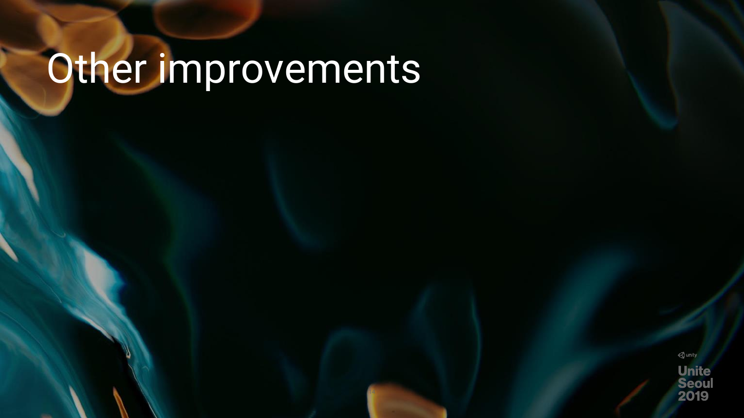# Other improvements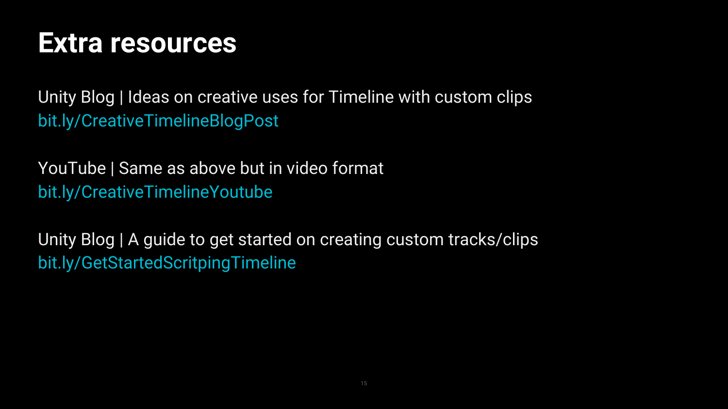# Extra resources

Unity Blog | Ideas on creative uses for Timeline with custom clips
bit.ly/CreativeTimelineBlogPost

YouTube | Same as above but in video format
bit.ly/CreativeTimelineYoutube

Unity Blog | A guide to get started on creating custom tracks/clips
bit.ly/GetStartedScritpingTimeline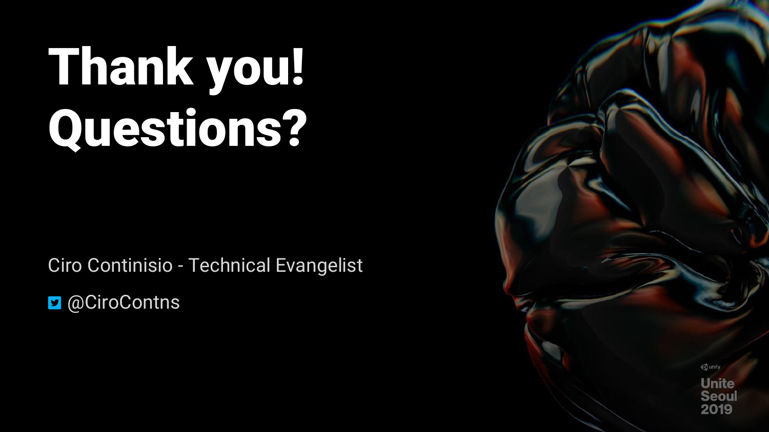# Thank you!
# Questions?

Ciro Continisio - Technical Evangelist

@CiroContns

Unite Seoul 2019